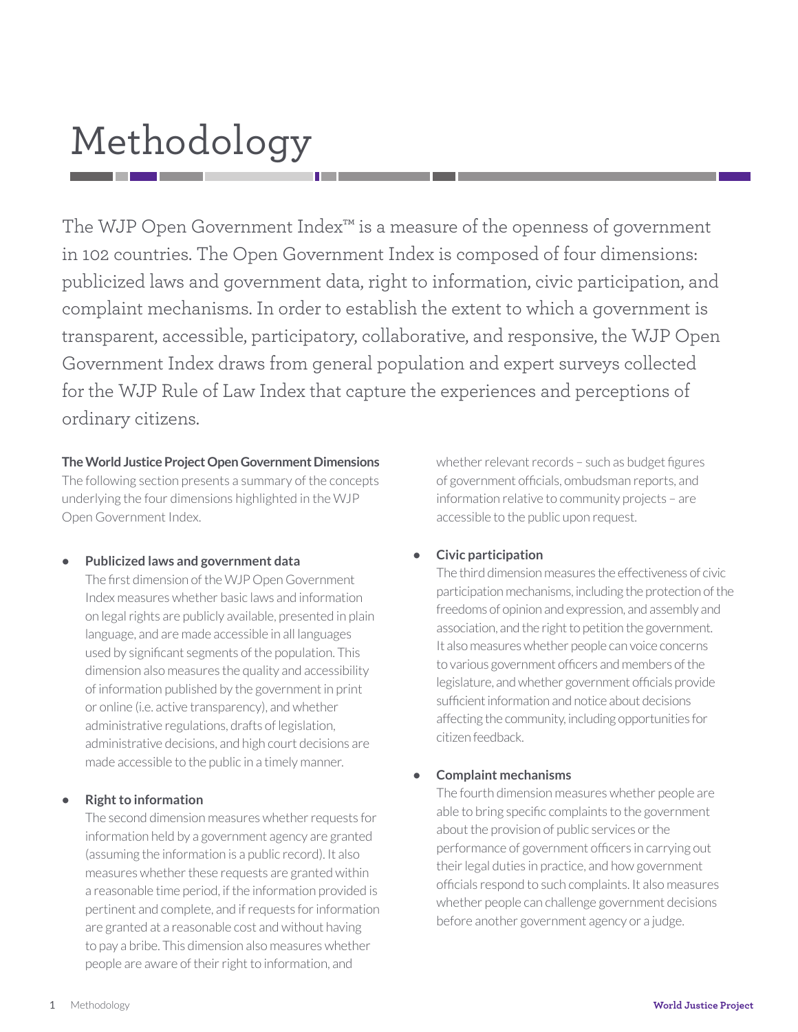# Methodology

The WJP Open Government Index™ is a measure of the openness of government in 102 countries. The Open Government Index is composed of four dimensions: publicized laws and government data, right to information, civic participation, and complaint mechanisms. In order to establish the extent to which a government is transparent, accessible, participatory, collaborative, and responsive, the WJP Open Government Index draws from general population and expert surveys collected for the WJP Rule of Law Index that capture the experiences and perceptions of ordinary citizens.

**The World Justice Project Open Government Dimensions**

The following section presents a summary of the concepts underlying the four dimensions highlighted in the WJP Open Government Index.

- **Publicized laws and government data**
  The first dimension of the WJP Open Government Index measures whether basic laws and information on legal rights are publicly available, presented in plain language, and are made accessible in all languages used by significant segments of the population. This dimension also measures the quality and accessibility of information published by the government in print or online (i.e. active transparency), and whether administrative regulations, drafts of legislation, administrative decisions, and high court decisions are made accessible to the public in a timely manner.

- **Right to information**
  The second dimension measures whether requests for information held by a government agency are granted (assuming the information is a public record). It also measures whether these requests are granted within a reasonable time period, if the information provided is pertinent and complete, and if requests for information are granted at a reasonable cost and without having to pay a bribe. This dimension also measures whether people are aware of their right to information, and whether relevant records – such as budget figures of government officials, ombudsman reports, and information relative to community projects – are accessible to the public upon request.

- **Civic participation**
  The third dimension measures the effectiveness of civic participation mechanisms, including the protection of the freedoms of opinion and expression, and assembly and association, and the right to petition the government. It also measures whether people can voice concerns to various government officers and members of the legislature, and whether government officials provide sufficient information and notice about decisions affecting the community, including opportunities for citizen feedback.

- **Complaint mechanisms**
  The fourth dimension measures whether people are able to bring specific complaints to the government about the provision of public services or the performance of government officers in carrying out their legal duties in practice, and how government officials respond to such complaints. It also measures whether people can challenge government decisions before another government agency or a judge.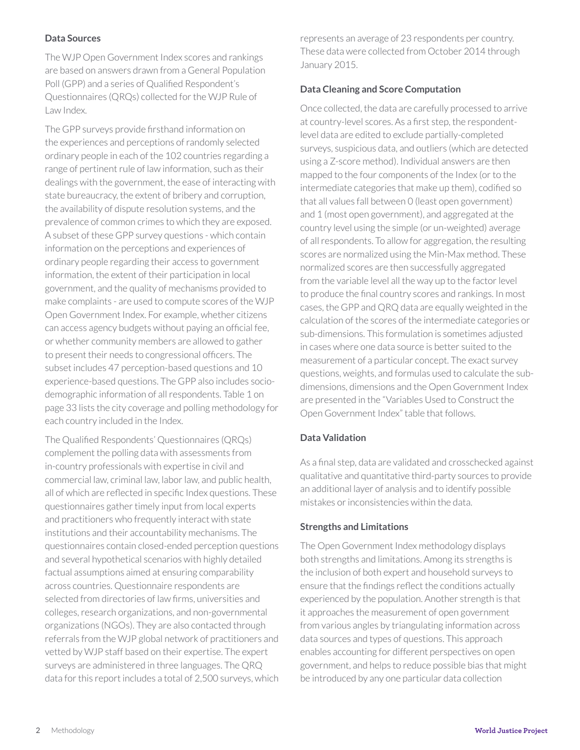### Data Sources

The WJP Open Government Index scores and rankings are based on answers drawn from a General Population Poll (GPP) and a series of Qualified Respondent's Questionnaires (QRQs) collected for the WJP Rule of Law Index.

The GPP surveys provide firsthand information on the experiences and perceptions of randomly selected ordinary people in each of the 102 countries regarding a range of pertinent rule of law information, such as their dealings with the government, the ease of interacting with state bureaucracy, the extent of bribery and corruption, the availability of dispute resolution systems, and the prevalence of common crimes to which they are exposed. A subset of these GPP survey questions - which contain information on the perceptions and experiences of ordinary people regarding their access to government information, the extent of their participation in local government, and the quality of mechanisms provided to make complaints - are used to compute scores of the WJP Open Government Index. For example, whether citizens can access agency budgets without paying an official fee, or whether community members are allowed to gather to present their needs to congressional officers. The subset includes 47 perception-based questions and 10 experience-based questions. The GPP also includes socio-demographic information of all respondents. Table 1 on page 33 lists the city coverage and polling methodology for each country included in the Index.

The Qualified Respondents' Questionnaires (QRQs) complement the polling data with assessments from in-country professionals with expertise in civil and commercial law, criminal law, labor law, and public health, all of which are reflected in specific Index questions. These questionnaires gather timely input from local experts and practitioners who frequently interact with state institutions and their accountability mechanisms. The questionnaires contain closed-ended perception questions and several hypothetical scenarios with highly detailed factual assumptions aimed at ensuring comparability across countries. Questionnaire respondents are selected from directories of law firms, universities and colleges, research organizations, and non-governmental organizations (NGOs). They are also contacted through referrals from the WJP global network of practitioners and vetted by WJP staff based on their expertise. The expert surveys are administered in three languages. The QRQ data for this report includes a total of 2,500 surveys, which represents an average of 23 respondents per country. These data were collected from October 2014 through January 2015.

### Data Cleaning and Score Computation

Once collected, the data are carefully processed to arrive at country-level scores. As a first step, the respondent-level data are edited to exclude partially-completed surveys, suspicious data, and outliers (which are detected using a Z-score method). Individual answers are then mapped to the four components of the Index (or to the intermediate categories that make up them), codified so that all values fall between 0 (least open government) and 1 (most open government), and aggregated at the country level using the simple (or un-weighted) average of all respondents. To allow for aggregation, the resulting scores are normalized using the Min-Max method. These normalized scores are then successfully aggregated from the variable level all the way up to the factor level to produce the final country scores and rankings. In most cases, the GPP and QRQ data are equally weighted in the calculation of the scores of the intermediate categories or sub-dimensions. This formulation is sometimes adjusted in cases where one data source is better suited to the measurement of a particular concept. The exact survey questions, weights, and formulas used to calculate the sub-dimensions, dimensions and the Open Government Index are presented in the "Variables Used to Construct the Open Government Index" table that follows.

### Data Validation

As a final step, data are validated and crosschecked against qualitative and quantitative third-party sources to provide an additional layer of analysis and to identify possible mistakes or inconsistencies within the data.

### Strengths and Limitations

The Open Government Index methodology displays both strengths and limitations. Among its strengths is the inclusion of both expert and household surveys to ensure that the findings reflect the conditions actually experienced by the population. Another strength is that it approaches the measurement of open government from various angles by triangulating information across data sources and types of questions. This approach enables accounting for different perspectives on open government, and helps to reduce possible bias that might be introduced by any one particular data collection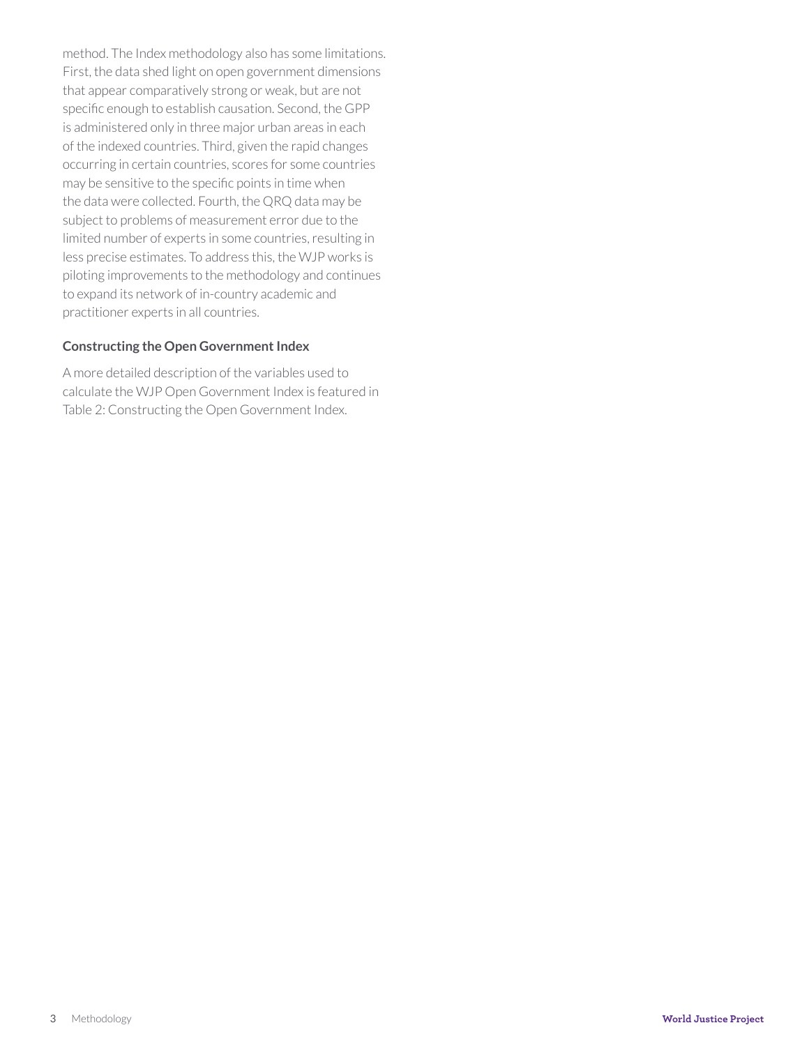method. The Index methodology also has some limitations. First, the data shed light on open government dimensions that appear comparatively strong or weak, but are not specific enough to establish causation. Second, the GPP is administered only in three major urban areas in each of the indexed countries. Third, given the rapid changes occurring in certain countries, scores for some countries may be sensitive to the specific points in time when the data were collected. Fourth, the QRQ data may be subject to problems of measurement error due to the limited number of experts in some countries, resulting in less precise estimates. To address this, the WJP works is piloting improvements to the methodology and continues to expand its network of in-country academic and practitioner experts in all countries.

### Constructing the Open Government Index

A more detailed description of the variables used to calculate the WJP Open Government Index is featured in Table 2: Constructing the Open Government Index.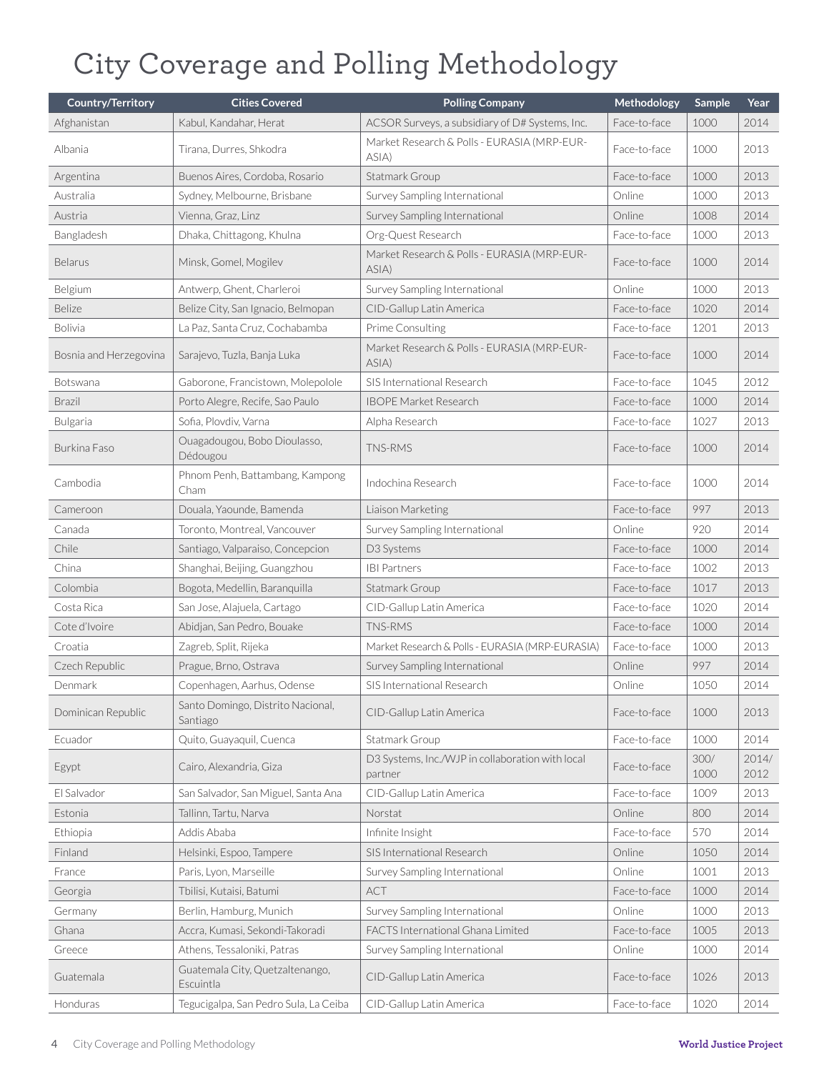# City Coverage and Polling Methodology

| Country/Territory | Cities Covered | Polling Company | Methodology | Sample | Year |
|---|---|---|---|---|---|
| Afghanistan | Kabul, Kandahar, Herat | ACSOR Surveys, a subsidiary of D# Systems, Inc. | Face-to-face | 1000 | 2014 |
| Albania | Tirana, Durres, Shkodra | Market Research & Polls - EURASIA (MRP-EUR-ASIA) | Face-to-face | 1000 | 2013 |
| Argentina | Buenos Aires, Cordoba, Rosario | Statmark Group | Face-to-face | 1000 | 2013 |
| Australia | Sydney, Melbourne, Brisbane | Survey Sampling International | Online | 1000 | 2013 |
| Austria | Vienna, Graz, Linz | Survey Sampling International | Online | 1008 | 2014 |
| Bangladesh | Dhaka, Chittagong, Khulna | Org-Quest Research | Face-to-face | 1000 | 2013 |
| Belarus | Minsk, Gomel, Mogilev | Market Research & Polls - EURASIA (MRP-EUR-ASIA) | Face-to-face | 1000 | 2014 |
| Belgium | Antwerp, Ghent, Charleroi | Survey Sampling International | Online | 1000 | 2013 |
| Belize | Belize City, San Ignacio, Belmopan | CID-Gallup Latin America | Face-to-face | 1020 | 2014 |
| Bolivia | La Paz, Santa Cruz, Cochabamba | Prime Consulting | Face-to-face | 1201 | 2013 |
| Bosnia and Herzegovina | Sarajevo, Tuzla, Banja Luka | Market Research & Polls - EURASIA (MRP-EUR-ASIA) | Face-to-face | 1000 | 2014 |
| Botswana | Gaborone, Francistown, Molepolole | SIS International Research | Face-to-face | 1045 | 2012 |
| Brazil | Porto Alegre, Recife, Sao Paulo | IBOPE Market Research | Face-to-face | 1000 | 2014 |
| Bulgaria | Sofia, Plovdiv, Varna | Alpha Research | Face-to-face | 1027 | 2013 |
| Burkina Faso | Ouagadougou, Bobo Dioulasso, Dédougou | TNS-RMS | Face-to-face | 1000 | 2014 |
| Cambodia | Phnom Penh, Battambang, Kampong Cham | Indochina Research | Face-to-face | 1000 | 2014 |
| Cameroon | Douala, Yaounde, Bamenda | Liaison Marketing | Face-to-face | 997 | 2013 |
| Canada | Toronto, Montreal, Vancouver | Survey Sampling International | Online | 920 | 2014 |
| Chile | Santiago, Valparaiso, Concepcion | D3 Systems | Face-to-face | 1000 | 2014 |
| China | Shanghai, Beijing, Guangzhou | IBI Partners | Face-to-face | 1002 | 2013 |
| Colombia | Bogota, Medellin, Baranquilla | Statmark Group | Face-to-face | 1017 | 2013 |
| Costa Rica | San Jose, Alajuela, Cartago | CID-Gallup Latin America | Face-to-face | 1020 | 2014 |
| Cote d'Ivoire | Abidjan, San Pedro, Bouake | TNS-RMS | Face-to-face | 1000 | 2014 |
| Croatia | Zagreb, Split, Rijeka | Market Research & Polls - EURASIA (MRP-EURASIA) | Face-to-face | 1000 | 2013 |
| Czech Republic | Prague, Brno, Ostrava | Survey Sampling International | Online | 997 | 2014 |
| Denmark | Copenhagen, Aarhus, Odense | SIS International Research | Online | 1050 | 2014 |
| Dominican Republic | Santo Domingo, Distrito Nacional, Santiago | CID-Gallup Latin America | Face-to-face | 1000 | 2013 |
| Ecuador | Quito, Guayaquil, Cuenca | Statmark Group | Face-to-face | 1000 | 2014 |
| Egypt | Cairo, Alexandria, Giza | D3 Systems, Inc./WJP in collaboration with local partner | Face-to-face | 300/ 1000 | 2014/ 2012 |
| El Salvador | San Salvador, San Miguel, Santa Ana | CID-Gallup Latin America | Face-to-face | 1009 | 2013 |
| Estonia | Tallinn, Tartu, Narva | Norstat | Online | 800 | 2014 |
| Ethiopia | Addis Ababa | Infinite Insight | Face-to-face | 570 | 2014 |
| Finland | Helsinki, Espoo, Tampere | SIS International Research | Online | 1050 | 2014 |
| France | Paris, Lyon, Marseille | Survey Sampling International | Online | 1001 | 2013 |
| Georgia | Tbilisi, Kutaisi, Batumi | ACT | Face-to-face | 1000 | 2014 |
| Germany | Berlin, Hamburg, Munich | Survey Sampling International | Online | 1000 | 2013 |
| Ghana | Accra, Kumasi, Sekondi-Takoradi | FACTS International Ghana Limited | Face-to-face | 1005 | 2013 |
| Greece | Athens, Tessaloniki, Patras | Survey Sampling International | Online | 1000 | 2014 |
| Guatemala | Guatemala City, Quetzaltenango, Escuintla | CID-Gallup Latin America | Face-to-face | 1026 | 2013 |
| Honduras | Tegucigalpa, San Pedro Sula, La Ceiba | CID-Gallup Latin America | Face-to-face | 1020 | 2014 |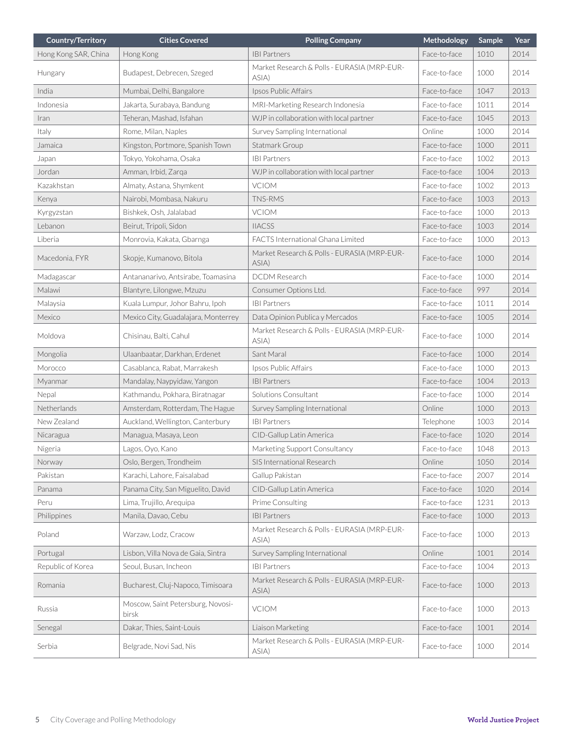| Country/Territory | Cities Covered | Polling Company | Methodology | Sample | Year |
|---|---|---|---|---|---|
| Hong Kong SAR, China | Hong Kong | IBI Partners | Face-to-face | 1010 | 2014 |
| Hungary | Budapest, Debrecen, Szeged | Market Research & Polls - EURASIA (MRP-EUR-ASIA) | Face-to-face | 1000 | 2014 |
| India | Mumbai, Delhi, Bangalore | Ipsos Public Affairs | Face-to-face | 1047 | 2013 |
| Indonesia | Jakarta, Surabaya, Bandung | MRI-Marketing Research Indonesia | Face-to-face | 1011 | 2014 |
| Iran | Teheran, Mashad, Isfahan | WJP in collaboration with local partner | Face-to-face | 1045 | 2013 |
| Italy | Rome, Milan, Naples | Survey Sampling International | Online | 1000 | 2014 |
| Jamaica | Kingston, Portmore, Spanish Town | Statmark Group | Face-to-face | 1000 | 2011 |
| Japan | Tokyo, Yokohama, Osaka | IBI Partners | Face-to-face | 1002 | 2013 |
| Jordan | Amman, Irbid, Zarqa | WJP in collaboration with local partner | Face-to-face | 1004 | 2013 |
| Kazakhstan | Almaty, Astana, Shymkent | VCIOM | Face-to-face | 1002 | 2013 |
| Kenya | Nairobi, Mombasa, Nakuru | TNS-RMS | Face-to-face | 1003 | 2013 |
| Kyrgyzstan | Bishkek, Osh, Jalalabad | VCIOM | Face-to-face | 1000 | 2013 |
| Lebanon | Beirut, Tripoli, Sidon | IIACSS | Face-to-face | 1003 | 2014 |
| Liberia | Monrovia, Kakata, Gbarnga | FACTS International Ghana Limited | Face-to-face | 1000 | 2013 |
| Macedonia, FYR | Skopje, Kumanovo, Bitola | Market Research & Polls - EURASIA (MRP-EUR-ASIA) | Face-to-face | 1000 | 2014 |
| Madagascar | Antananarivo, Antsirabe, Toamasina | DCDM Research | Face-to-face | 1000 | 2014 |
| Malawi | Blantyre, Lilongwe, Mzuzu | Consumer Options Ltd. | Face-to-face | 997 | 2014 |
| Malaysia | Kuala Lumpur, Johor Bahru, Ipoh | IBI Partners | Face-to-face | 1011 | 2014 |
| Mexico | Mexico City, Guadalajara, Monterrey | Data Opinion Publica y Mercados | Face-to-face | 1005 | 2014 |
| Moldova | Chisinau, Balti, Cahul | Market Research & Polls - EURASIA (MRP-EUR-ASIA) | Face-to-face | 1000 | 2014 |
| Mongolia | Ulaanbaatar, Darkhan, Erdenet | Sant Maral | Face-to-face | 1000 | 2014 |
| Morocco | Casablanca, Rabat, Marrakesh | Ipsos Public Affairs | Face-to-face | 1000 | 2013 |
| Myanmar | Mandalay, Naypyidaw, Yangon | IBI Partners | Face-to-face | 1004 | 2013 |
| Nepal | Kathmandu, Pokhara, Biratnagar | Solutions Consultant | Face-to-face | 1000 | 2014 |
| Netherlands | Amsterdam, Rotterdam, The Hague | Survey Sampling International | Online | 1000 | 2013 |
| New Zealand | Auckland, Wellington, Canterbury | IBI Partners | Telephone | 1003 | 2014 |
| Nicaragua | Managua, Masaya, Leon | CID-Gallup Latin America | Face-to-face | 1020 | 2014 |
| Nigeria | Lagos, Oyo, Kano | Marketing Support Consultancy | Face-to-face | 1048 | 2013 |
| Norway | Oslo, Bergen, Trondheim | SIS International Research | Online | 1050 | 2014 |
| Pakistan | Karachi, Lahore, Faisalabad | Gallup Pakistan | Face-to-face | 2007 | 2014 |
| Panama | Panama City, San Miguelito, David | CID-Gallup Latin America | Face-to-face | 1020 | 2014 |
| Peru | Lima, Trujillo, Arequipa | Prime Consulting | Face-to-face | 1231 | 2013 |
| Philippines | Manila, Davao, Cebu | IBI Partners | Face-to-face | 1000 | 2013 |
| Poland | Warzaw, Lodz, Cracow | Market Research & Polls - EURASIA (MRP-EUR-ASIA) | Face-to-face | 1000 | 2013 |
| Portugal | Lisbon, Villa Nova de Gaia, Sintra | Survey Sampling International | Online | 1001 | 2014 |
| Republic of Korea | Seoul, Busan, Incheon | IBI Partners | Face-to-face | 1004 | 2013 |
| Romania | Bucharest, Cluj-Napoca, Timisoara | Market Research & Polls - EURASIA (MRP-EUR-ASIA) | Face-to-face | 1000 | 2013 |
| Russia | Moscow, Saint Petersburg, Novosibirsk | VCIOM | Face-to-face | 1000 | 2013 |
| Senegal | Dakar, Thies, Saint-Louis | Liaison Marketing | Face-to-face | 1001 | 2014 |
| Serbia | Belgrade, Novi Sad, Nis | Market Research & Polls - EURASIA (MRP-EUR-ASIA) | Face-to-face | 1000 | 2014 |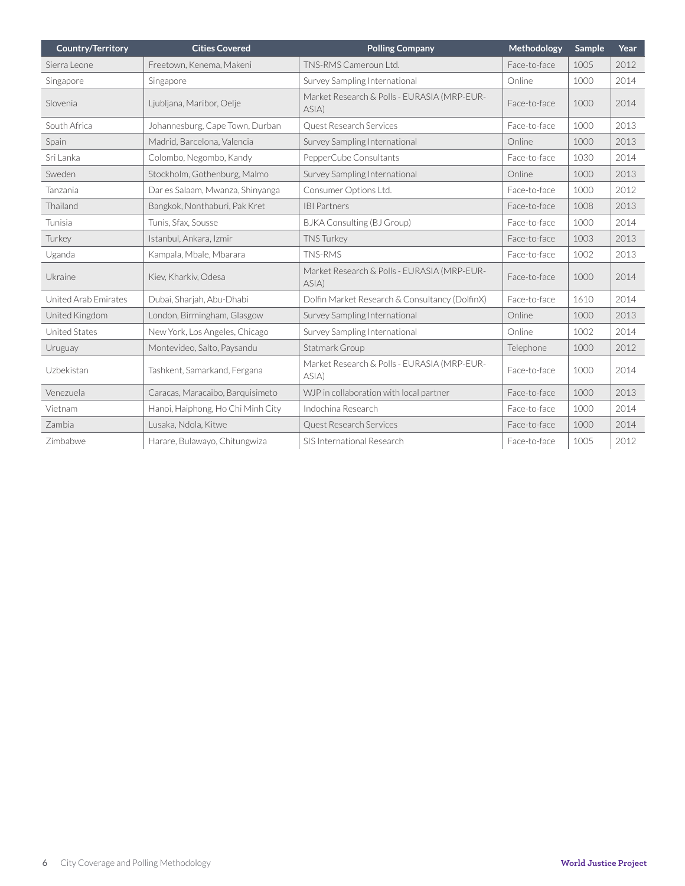| Country/Territory | Cities Covered | Polling Company | Methodology | Sample | Year |
|---|---|---|---|---|---|
| Sierra Leone | Freetown, Kenema, Makeni | TNS-RMS Cameroun Ltd. | Face-to-face | 1005 | 2012 |
| Singapore | Singapore | Survey Sampling International | Online | 1000 | 2014 |
| Slovenia | Ljubljana, Maribor, Oelje | Market Research & Polls - EURASIA (MRP-EUR-ASIA) | Face-to-face | 1000 | 2014 |
| South Africa | Johannesburg, Cape Town, Durban | Quest Research Services | Face-to-face | 1000 | 2013 |
| Spain | Madrid, Barcelona, Valencia | Survey Sampling International | Online | 1000 | 2013 |
| Sri Lanka | Colombo, Negombo, Kandy | PepperCube Consultants | Face-to-face | 1030 | 2014 |
| Sweden | Stockholm, Gothenburg, Malmo | Survey Sampling International | Online | 1000 | 2013 |
| Tanzania | Dar es Salaam, Mwanza, Shinyanga | Consumer Options Ltd. | Face-to-face | 1000 | 2012 |
| Thailand | Bangkok, Nonthaburi, Pak Kret | IBI Partners | Face-to-face | 1008 | 2013 |
| Tunisia | Tunis, Sfax, Sousse | BJKA Consulting (BJ Group) | Face-to-face | 1000 | 2014 |
| Turkey | Istanbul, Ankara, Izmir | TNS Turkey | Face-to-face | 1003 | 2013 |
| Uganda | Kampala, Mbale, Mbarara | TNS-RMS | Face-to-face | 1002 | 2013 |
| Ukraine | Kiev, Kharkiv, Odesa | Market Research & Polls - EURASIA (MRP-EUR-ASIA) | Face-to-face | 1000 | 2014 |
| United Arab Emirates | Dubai, Sharjah, Abu-Dhabi | Dolfin Market Research & Consultancy (DolfinX) | Face-to-face | 1610 | 2014 |
| United Kingdom | London, Birmingham, Glasgow | Survey Sampling International | Online | 1000 | 2013 |
| United States | New York, Los Angeles, Chicago | Survey Sampling International | Online | 1002 | 2014 |
| Uruguay | Montevideo, Salto, Paysandu | Statmark Group | Telephone | 1000 | 2012 |
| Uzbekistan | Tashkent, Samarkand, Fergana | Market Research & Polls - EURASIA (MRP-EUR-ASIA) | Face-to-face | 1000 | 2014 |
| Venezuela | Caracas, Maracaibo, Barquisimeto | WJP in collaboration with local partner | Face-to-face | 1000 | 2013 |
| Vietnam | Hanoi, Haiphong, Ho Chi Minh City | Indochina Research | Face-to-face | 1000 | 2014 |
| Zambia | Lusaka, Ndola, Kitwe | Quest Research Services | Face-to-face | 1000 | 2014 |
| Zimbabwe | Harare, Bulawayo, Chitungwiza | SIS International Research | Face-to-face | 1005 | 2012 |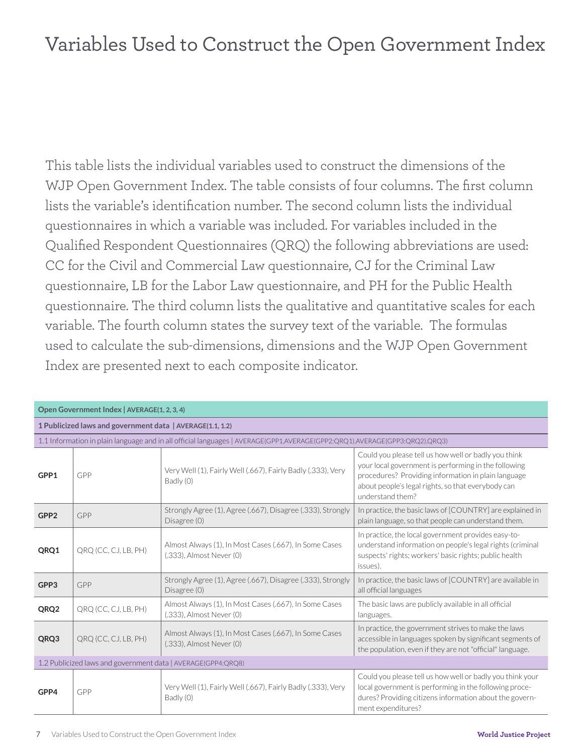# Variables Used to Construct the Open Government Index

This table lists the individual variables used to construct the dimensions of the WJP Open Government Index. The table consists of four columns. The first column lists the variable's identification number. The second column lists the individual questionnaires in which a variable was included. For variables included in the Qualified Respondent Questionnaires (QRQ) the following abbreviations are used: CC for the Civil and Commercial Law questionnaire, CJ for the Criminal Law questionnaire, LB for the Labor Law questionnaire, and PH for the Public Health questionnaire. The third column lists the qualitative and quantitative scales for each variable. The fourth column states the survey text of the variable. The formulas used to calculate the sub-dimensions, dimensions and the WJP Open Government Index are presented next to each composite indicator.

| **Open Government Index \| AVERAGE(1, 2, 3, 4)** | | | |
|---|---|---|---|
| **1 Publicized laws and government data \| AVERAGE(1.1, 1.2)** | | | |
| 1.1 Information in plain language and in all official languages \| AVERAGE(GPP1,AVERAGE(GPP2:QRQ1),AVERAGE(GPP3:QRQ2),QRQ3) | | | |
| **GPP1** | GPP | Very Well (1), Fairly Well (.667), Fairly Badly (.333), Very Badly (0) | Could you please tell us how well or badly you think your local government is performing in the following procedures? Providing information in plain language about people's legal rights, so that everybody can understand them? |
| **GPP2** | GPP | Strongly Agree (1), Agree (.667), Disagree (.333), Strongly Disagree (0) | In practice, the basic laws of [COUNTRY] are explained in plain language, so that people can understand them. |
| **QRQ1** | QRQ (CC, CJ, LB, PH) | Almost Always (1), In Most Cases (.667), In Some Cases (.333), Almost Never (0) | In practice, the local government provides easy-to-understand information on people's legal rights (criminal suspects' rights; workers' basic rights; public health issues). |
| **GPP3** | GPP | Strongly Agree (1), Agree (.667), Disagree (.333), Strongly Disagree (0) | In practice, the basic laws of [COUNTRY] are available in all official languages |
| **QRQ2** | QRQ (CC, CJ, LB, PH) | Almost Always (1), In Most Cases (.667), In Some Cases (.333), Almost Never (0) | The basic laws are publicly available in all official languages. |
| **QRQ3** | QRQ (CC, CJ, LB, PH) | Almost Always (1), In Most Cases (.667), In Some Cases (.333), Almost Never (0) | In practice, the government strives to make the laws accessible in languages spoken by significant segments of the population, even if they are not "official" language. |
| 1.2 Publicized laws and government data \| AVERAGE(GPP4:QRQ8) | | | |
| **GPP4** | GPP | Very Well (1), Fairly Well (.667), Fairly Badly (.333), Very Badly (0) | Could you please tell us how well or badly you think your local government is performing in the following procedures? Providing citizens information about the government expenditures? |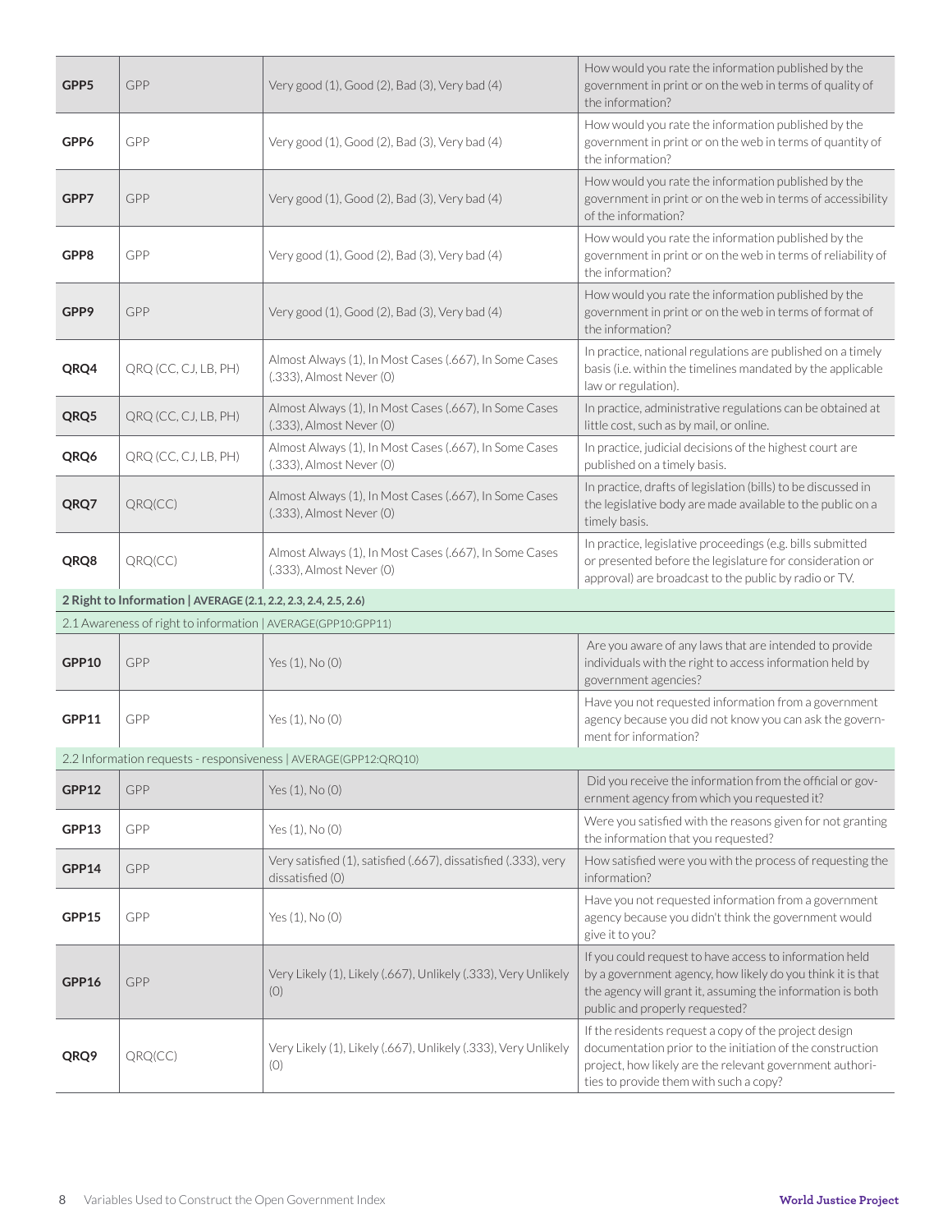| | | | |
|---|---|---|---|
| **GPP5** | GPP | Very good (1), Good (2), Bad (3), Very bad (4) | How would you rate the information published by the government in print or on the web in terms of quality of the information? |
| **GPP6** | GPP | Very good (1), Good (2), Bad (3), Very bad (4) | How would you rate the information published by the government in print or on the web in terms of quantity of the information? |
| **GPP7** | GPP | Very good (1), Good (2), Bad (3), Very bad (4) | How would you rate the information published by the government in print or on the web in terms of accessibility of the information? |
| **GPP8** | GPP | Very good (1), Good (2), Bad (3), Very bad (4) | How would you rate the information published by the government in print or on the web in terms of reliability of the information? |
| **GPP9** | GPP | Very good (1), Good (2), Bad (3), Very bad (4) | How would you rate the information published by the government in print or on the web in terms of format of the information? |
| **QRQ4** | QRQ (CC, CJ, LB, PH) | Almost Always (1), In Most Cases (.667), In Some Cases (.333), Almost Never (0) | In practice, national regulations are published on a timely basis (i.e. within the timelines mandated by the applicable law or regulation). |
| **QRQ5** | QRQ (CC, CJ, LB, PH) | Almost Always (1), In Most Cases (.667), In Some Cases (.333), Almost Never (0) | In practice, administrative regulations can be obtained at little cost, such as by mail, or online. |
| **QRQ6** | QRQ (CC, CJ, LB, PH) | Almost Always (1), In Most Cases (.667), In Some Cases (.333), Almost Never (0) | In practice, judicial decisions of the highest court are published on a timely basis. |
| **QRQ7** | QRQ(CC) | Almost Always (1), In Most Cases (.667), In Some Cases (.333), Almost Never (0) | In practice, drafts of legislation (bills) to be discussed in the legislative body are made available to the public on a timely basis. |
| **QRQ8** | QRQ(CC) | Almost Always (1), In Most Cases (.667), In Some Cases (.333), Almost Never (0) | In practice, legislative proceedings (e.g. bills submitted or presented before the legislature for consideration or approval) are broadcast to the public by radio or TV. |
| **2 Right to Information** \| AVERAGE (2.1, 2.2, 2.3, 2.4, 2.5, 2.6) | | | |
| 2.1 Awareness of right to information \| AVERAGE(GPP10:GPP11) | | | |
| **GPP10** | GPP | Yes (1), No (0) | Are you aware of any laws that are intended to provide individuals with the right to access information held by government agencies? |
| **GPP11** | GPP | Yes (1), No (0) | Have you not requested information from a government agency because you did not know you can ask the government for information? |
| 2.2 Information requests - responsiveness \| AVERAGE(GPP12:QRQ10) | | | |
| **GPP12** | GPP | Yes (1), No (0) | Did you receive the information from the official or government agency from which you requested it? |
| **GPP13** | GPP | Yes (1), No (0) | Were you satisfied with the reasons given for not granting the information that you requested? |
| **GPP14** | GPP | Very satisfied (1), satisfied (.667), dissatisfied (.333), very dissatisfied (0) | How satisfied were you with the process of requesting the information? |
| **GPP15** | GPP | Yes (1), No (0) | Have you not requested information from a government agency because you didn't think the government would give it to you? |
| **GPP16** | GPP | Very Likely (1), Likely (.667), Unlikely (.333), Very Unlikely (0) | If you could request to have access to information held by a government agency, how likely do you think it is that the agency will grant it, assuming the information is both public and properly requested? |
| **QRQ9** | QRQ(CC) | Very Likely (1), Likely (.667), Unlikely (.333), Very Unlikely (0) | If the residents request a copy of the project design documentation prior to the initiation of the construction project, how likely are the relevant government authorities to provide them with such a copy? |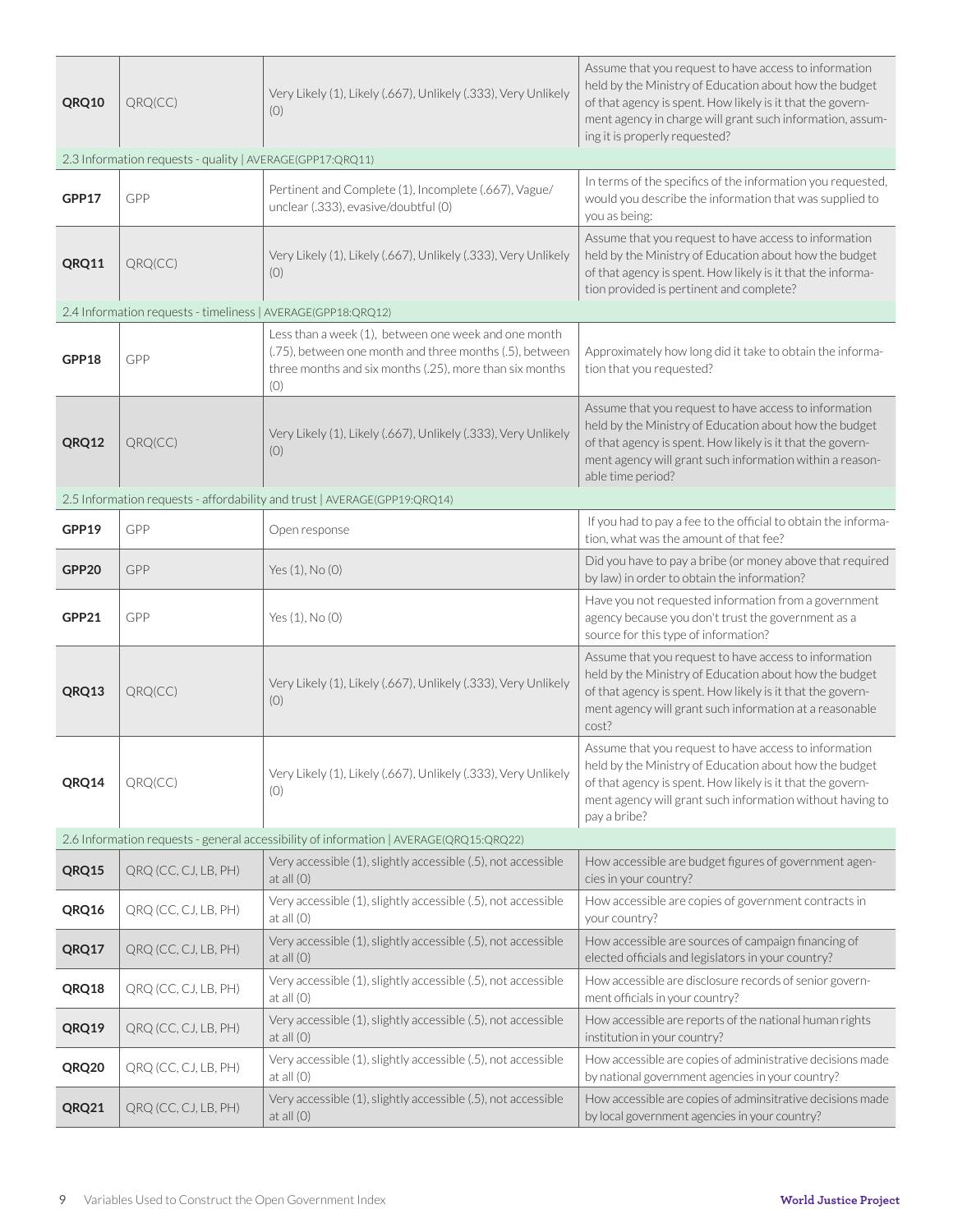| | | | |
|---|---|---|---|
| **QRQ10** | QRQ(CC) | Very Likely (1), Likely (.667), Unlikely (.333), Very Unlikely (0) | Assume that you request to have access to information held by the Ministry of Education about how the budget of that agency is spent. How likely is it that the government agency in charge will grant such information, assuming it is properly requested? |
| 2.3 Information requests - quality \| AVERAGE(GPP17:QRQ11) | | | |
| **GPP17** | GPP | Pertinent and Complete (1), Incomplete (.667), Vague/unclear (.333), evasive/doubtful (0) | In terms of the specifics of the information you requested, would you describe the information that was supplied to you as being: |
| **QRQ11** | QRQ(CC) | Very Likely (1), Likely (.667), Unlikely (.333), Very Unlikely (0) | Assume that you request to have access to information held by the Ministry of Education about how the budget of that agency is spent. How likely is it that the information provided is pertinent and complete? |
| 2.4 Information requests - timeliness \| AVERAGE(GPP18:QRQ12) | | | |
| **GPP18** | GPP | Less than a week (1), between one week and one month (.75), between one month and three months (.5), between three months and six months (.25), more than six months (0) | Approximately how long did it take to obtain the information that you requested? |
| **QRQ12** | QRQ(CC) | Very Likely (1), Likely (.667), Unlikely (.333), Very Unlikely (0) | Assume that you request to have access to information held by the Ministry of Education about how the budget of that agency is spent. How likely is it that the government agency will grant such information within a reasonable time period? |
| 2.5 Information requests - affordability and trust \| AVERAGE(GPP19:QRQ14) | | | |
| **GPP19** | GPP | Open response | If you had to pay a fee to the official to obtain the information, what was the amount of that fee? |
| **GPP20** | GPP | Yes (1), No (0) | Did you have to pay a bribe (or money above that required by law) in order to obtain the information? |
| **GPP21** | GPP | Yes (1), No (0) | Have you not requested information from a government agency because you don't trust the government as a source for this type of information? |
| **QRQ13** | QRQ(CC) | Very Likely (1), Likely (.667), Unlikely (.333), Very Unlikely (0) | Assume that you request to have access to information held by the Ministry of Education about how the budget of that agency is spent. How likely is it that the government agency will grant such information at a reasonable cost? |
| **QRQ14** | QRQ(CC) | Very Likely (1), Likely (.667), Unlikely (.333), Very Unlikely (0) | Assume that you request to have access to information held by the Ministry of Education about how the budget of that agency is spent. How likely is it that the government agency will grant such information without having to pay a bribe? |
| 2.6 Information requests - general accessibility of information \| AVERAGE(QRQ15:QRQ22) | | | |
| **QRQ15** | QRQ (CC, CJ, LB, PH) | Very accessible (1), slightly accessible (.5), not accessible at all (0) | How accessible are budget figures of government agencies in your country? |
| **QRQ16** | QRQ (CC, CJ, LB, PH) | Very accessible (1), slightly accessible (.5), not accessible at all (0) | How accessible are copies of government contracts in your country? |
| **QRQ17** | QRQ (CC, CJ, LB, PH) | Very accessible (1), slightly accessible (.5), not accessible at all (0) | How accessible are sources of campaign financing of elected officials and legislators in your country? |
| **QRQ18** | QRQ (CC, CJ, LB, PH) | Very accessible (1), slightly accessible (.5), not accessible at all (0) | How accessible are disclosure records of senior government officials in your country? |
| **QRQ19** | QRQ (CC, CJ, LB, PH) | Very accessible (1), slightly accessible (.5), not accessible at all (0) | How accessible are reports of the national human rights institution in your country? |
| **QRQ20** | QRQ (CC, CJ, LB, PH) | Very accessible (1), slightly accessible (.5), not accessible at all (0) | How accessible are copies of administrative decisions made by national government agencies in your country? |
| **QRQ21** | QRQ (CC, CJ, LB, PH) | Very accessible (1), slightly accessible (.5), not accessible at all (0) | How accessible are copies of adminsitrative decisions made by local government agencies in your country? |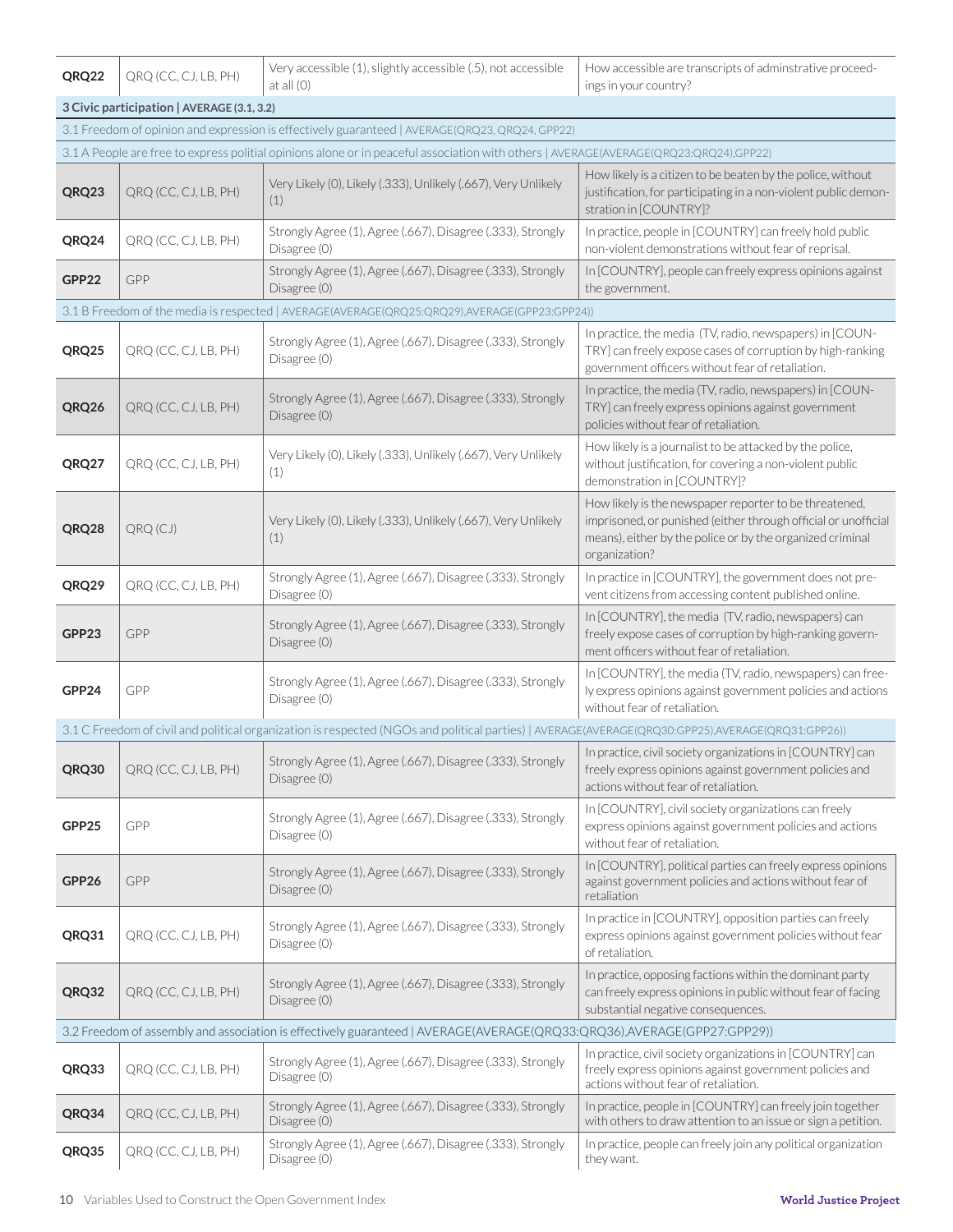| | | | |
|---|---|---|---|
| **QRQ22** | QRQ (CC, CJ, LB, PH) | Very accessible (1), slightly accessible (.5), not accessible at all (0) | How accessible are transcripts of adminstrative proceedings in your country? |
| **3 Civic participation \| AVERAGE (3.1, 3.2)** | | | |
| 3.1 Freedom of opinion and expression is effectively guaranteed \| AVERAGE(QRQ23, QRQ24, GPP22) | | | |
| 3.1 A People are free to express politial opinions alone or in peaceful association with others \| AVERAGE(AVERAGE(QRQ23:QRQ24),GPP22) | | | |
| **QRQ23** | QRQ (CC, CJ, LB, PH) | Very Likely (0), Likely (.333), Unlikely (.667), Very Unlikely (1) | How likely is a citizen to be beaten by the police, without justification, for participating in a non-violent public demonstration in [COUNTRY]? |
| **QRQ24** | QRQ (CC, CJ, LB, PH) | Strongly Agree (1), Agree (.667), Disagree (.333), Strongly Disagree (0) | In practice, people in [COUNTRY] can freely hold public non-violent demonstrations without fear of reprisal. |
| **GPP22** | GPP | Strongly Agree (1), Agree (.667), Disagree (.333), Strongly Disagree (0) | In [COUNTRY], people can freely express opinions against the government. |
| 3.1 B Freedom of the media is respected \| AVERAGE(AVERAGE(QRQ25:QRQ29),AVERAGE(GPP23:GPP24)) | | | |
| **QRQ25** | QRQ (CC, CJ, LB, PH) | Strongly Agree (1), Agree (.667), Disagree (.333), Strongly Disagree (0) | In practice, the media (TV, radio, newspapers) in [COUNTRY] can freely expose cases of corruption by high-ranking government officers without fear of retaliation. |
| **QRQ26** | QRQ (CC, CJ, LB, PH) | Strongly Agree (1), Agree (.667), Disagree (.333), Strongly Disagree (0) | In practice, the media (TV, radio, newspapers) in [COUNTRY] can freely express opinions against government policies without fear of retaliation. |
| **QRQ27** | QRQ (CC, CJ, LB, PH) | Very Likely (0), Likely (.333), Unlikely (.667), Very Unlikely (1) | How likely is a journalist to be attacked by the police, without justification, for covering a non-violent public demonstration in [COUNTRY]? |
| **QRQ28** | QRQ (CJ) | Very Likely (0), Likely (.333), Unlikely (.667), Very Unlikely (1) | How likely is the newspaper reporter to be threatened, imprisoned, or punished (either through official or unofficial means), either by the police or by the organized criminal organization? |
| **QRQ29** | QRQ (CC, CJ, LB, PH) | Strongly Agree (1), Agree (.667), Disagree (.333), Strongly Disagree (0) | In practice in [COUNTRY], the government does not prevent citizens from accessing content published online. |
| **GPP23** | GPP | Strongly Agree (1), Agree (.667), Disagree (.333), Strongly Disagree (0) | In [COUNTRY], the media (TV, radio, newspapers) can freely expose cases of corruption by high-ranking government officers without fear of retaliation. |
| **GPP24** | GPP | Strongly Agree (1), Agree (.667), Disagree (.333), Strongly Disagree (0) | In [COUNTRY], the media (TV, radio, newspapers) can freely express opinions against government policies and actions without fear of retaliation. |
| 3.1 C Freedom of civil and political organization is respected (NGOs and political parties) \| AVERAGE(AVERAGE(QRQ30:GPP25),AVERAGE(QRQ31:GPP26)) | | | |
| **QRQ30** | QRQ (CC, CJ, LB, PH) | Strongly Agree (1), Agree (.667), Disagree (.333), Strongly Disagree (0) | In practice, civil society organizations in [COUNTRY] can freely express opinions against government policies and actions without fear of retaliation. |
| **GPP25** | GPP | Strongly Agree (1), Agree (.667), Disagree (.333), Strongly Disagree (0) | In [COUNTRY], civil society organizations can freely express opinions against government policies and actions without fear of retaliation. |
| **GPP26** | GPP | Strongly Agree (1), Agree (.667), Disagree (.333), Strongly Disagree (0) | In [COUNTRY], political parties can freely express opinions against government policies and actions without fear of retaliation |
| **QRQ31** | QRQ (CC, CJ, LB, PH) | Strongly Agree (1), Agree (.667), Disagree (.333), Strongly Disagree (0) | In practice in [COUNTRY], opposition parties can freely express opinions against government policies without fear of retaliation. |
| **QRQ32** | QRQ (CC, CJ, LB, PH) | Strongly Agree (1), Agree (.667), Disagree (.333), Strongly Disagree (0) | In practice, opposing factions within the dominant party can freely express opinions in public without fear of facing substantial negative consequences. |
| 3.2 Freedom of assembly and association is effectively guaranteed \| AVERAGE(AVERAGE(QRQ33:QRQ36),AVERAGE(GPP27:GPP29)) | | | |
| **QRQ33** | QRQ (CC, CJ, LB, PH) | Strongly Agree (1), Agree (.667), Disagree (.333), Strongly Disagree (0) | In practice, civil society organizations in [COUNTRY] can freely express opinions against government policies and actions without fear of retaliation. |
| **QRQ34** | QRQ (CC, CJ, LB, PH) | Strongly Agree (1), Agree (.667), Disagree (.333), Strongly Disagree (0) | In practice, people in [COUNTRY] can freely join together with others to draw attention to an issue or sign a petition. |
| **QRQ35** | QRQ (CC, CJ, LB, PH) | Strongly Agree (1), Agree (.667), Disagree (.333), Strongly Disagree (0) | In practice, people can freely join any political organization they want. |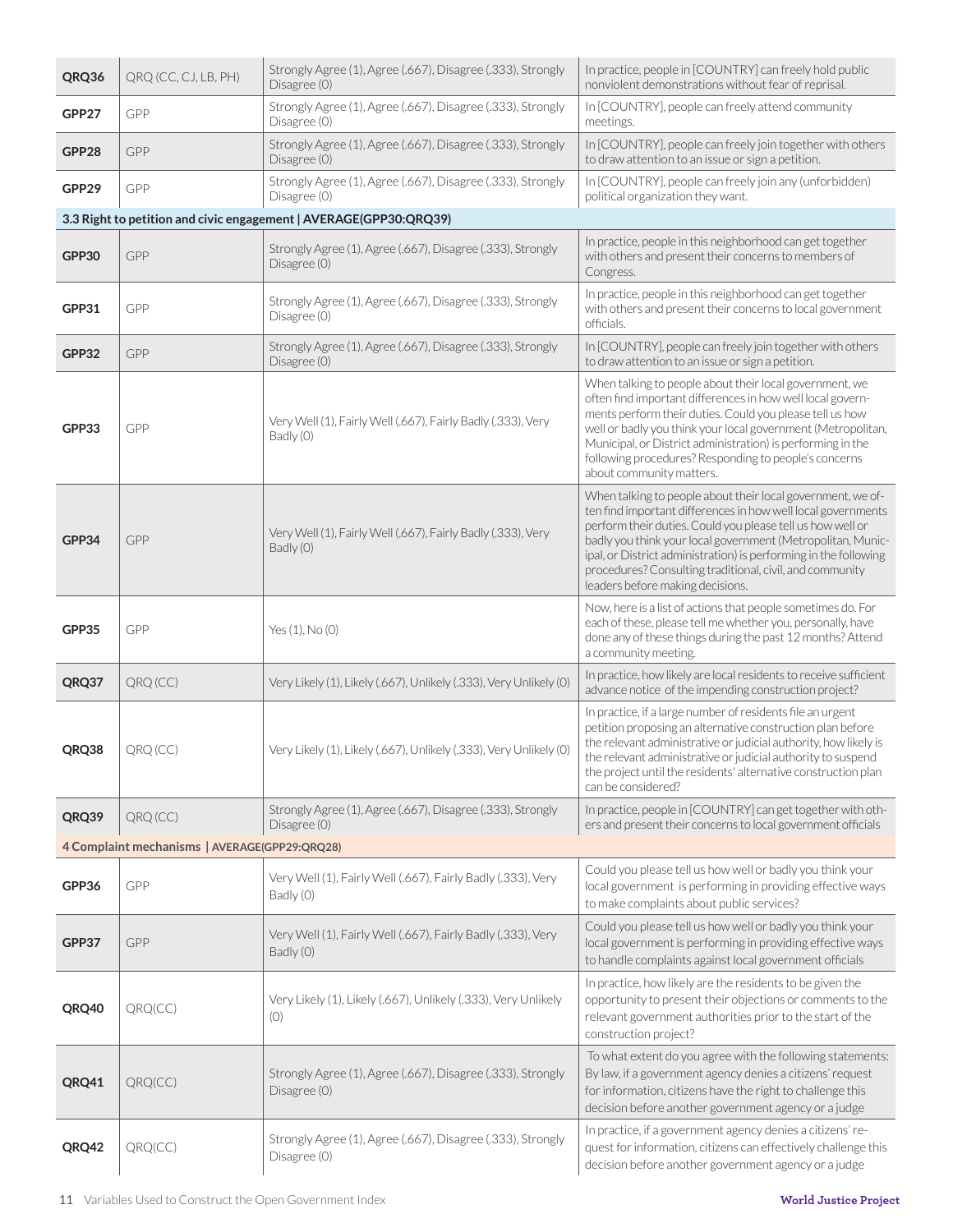| | | | |
|---|---|---|---|
| **QRQ36** | QRQ (CC, CJ, LB, PH) | Strongly Agree (1), Agree (.667), Disagree (.333), Strongly Disagree (0) | In practice, people in [COUNTRY] can freely hold public nonviolent demonstrations without fear of reprisal. |
| **GPP27** | GPP | Strongly Agree (1), Agree (.667), Disagree (.333), Strongly Disagree (0) | In [COUNTRY], people can freely attend community meetings. |
| **GPP28** | GPP | Strongly Agree (1), Agree (.667), Disagree (.333), Strongly Disagree (0) | In [COUNTRY], people can freely join together with others to draw attention to an issue or sign a petition. |
| **GPP29** | GPP | Strongly Agree (1), Agree (.667), Disagree (.333), Strongly Disagree (0) | In [COUNTRY], people can freely join any (unforbidden) political organization they want. |
| **3.3 Right to petition and civic engagement \| AVERAGE(GPP30:QRQ39)** | | | |
| **GPP30** | GPP | Strongly Agree (1), Agree (.667), Disagree (.333), Strongly Disagree (0) | In practice, people in this neighborhood can get together with others and present their concerns to members of Congress. |
| **GPP31** | GPP | Strongly Agree (1), Agree (.667), Disagree (.333), Strongly Disagree (0) | In practice, people in this neighborhood can get together with others and present their concerns to local government officials. |
| **GPP32** | GPP | Strongly Agree (1), Agree (.667), Disagree (.333), Strongly Disagree (0) | In [COUNTRY], people can freely join together with others to draw attention to an issue or sign a petition. |
| **GPP33** | GPP | Very Well (1), Fairly Well (.667), Fairly Badly (.333), Very Badly (0) | When talking to people about their local government, we often find important differences in how well local governments perform their duties. Could you please tell us how well or badly you think your local government (Metropolitan, Municipal, or District administration) is performing in the following procedures? Responding to people's concerns about community matters. |
| **GPP34** | GPP | Very Well (1), Fairly Well (.667), Fairly Badly (.333), Very Badly (0) | When talking to people about their local government, we often find important differences in how well local governments perform their duties. Could you please tell us how well or badly you think your local government (Metropolitan, Municipal, or District administration) is performing in the following procedures? Consulting traditional, civil, and community leaders before making decisions. |
| **GPP35** | GPP | Yes (1), No (0) | Now, here is a list of actions that people sometimes do. For each of these, please tell me whether you, personally, have done any of these things during the past 12 months? Attend a community meeting. |
| **QRQ37** | QRQ (CC) | Very Likely (1), Likely (.667), Unlikely (.333), Very Unlikely (0) | In practice, how likely are local residents to receive sufficient advance notice of the impending construction project? |
| **QRQ38** | QRQ (CC) | Very Likely (1), Likely (.667), Unlikely (.333), Very Unlikely (0) | In practice, if a large number of residents file an urgent petition proposing an alternative construction plan before the relevant administrative or judicial authority, how likely is the relevant administrative or judicial authority to suspend the project until the residents' alternative construction plan can be considered? |
| **QRQ39** | QRQ (CC) | Strongly Agree (1), Agree (.667), Disagree (.333), Strongly Disagree (0) | In practice, people in [COUNTRY] can get together with others and present their concerns to local government officials |
| **4 Complaint mechanisms \| AVERAGE(GPP29:QRQ28)** | | | |
| **GPP36** | GPP | Very Well (1), Fairly Well (.667), Fairly Badly (.333), Very Badly (0) | Could you please tell us how well or badly you think your local government is performing in providing effective ways to make complaints about public services? |
| **GPP37** | GPP | Very Well (1), Fairly Well (.667), Fairly Badly (.333), Very Badly (0) | Could you please tell us how well or badly you think your local government is performing in providing effective ways to handle complaints against local government officials |
| **QRQ40** | QRQ(CC) | Very Likely (1), Likely (.667), Unlikely (.333), Very Unlikely (0) | In practice, how likely are the residents to be given the opportunity to present their objections or comments to the relevant government authorities prior to the start of the construction project? |
| **QRQ41** | QRQ(CC) | Strongly Agree (1), Agree (.667), Disagree (.333), Strongly Disagree (0) | To what extent do you agree with the following statements: By law, if a government agency denies a citizens' request for information, citizens have the right to challenge this decision before another government agency or a judge |
| **QRQ42** | QRQ(CC) | Strongly Agree (1), Agree (.667), Disagree (.333), Strongly Disagree (0) | In practice, if a government agency denies a citizens' request for information, citizens can effectively challenge this decision before another government agency or a judge |